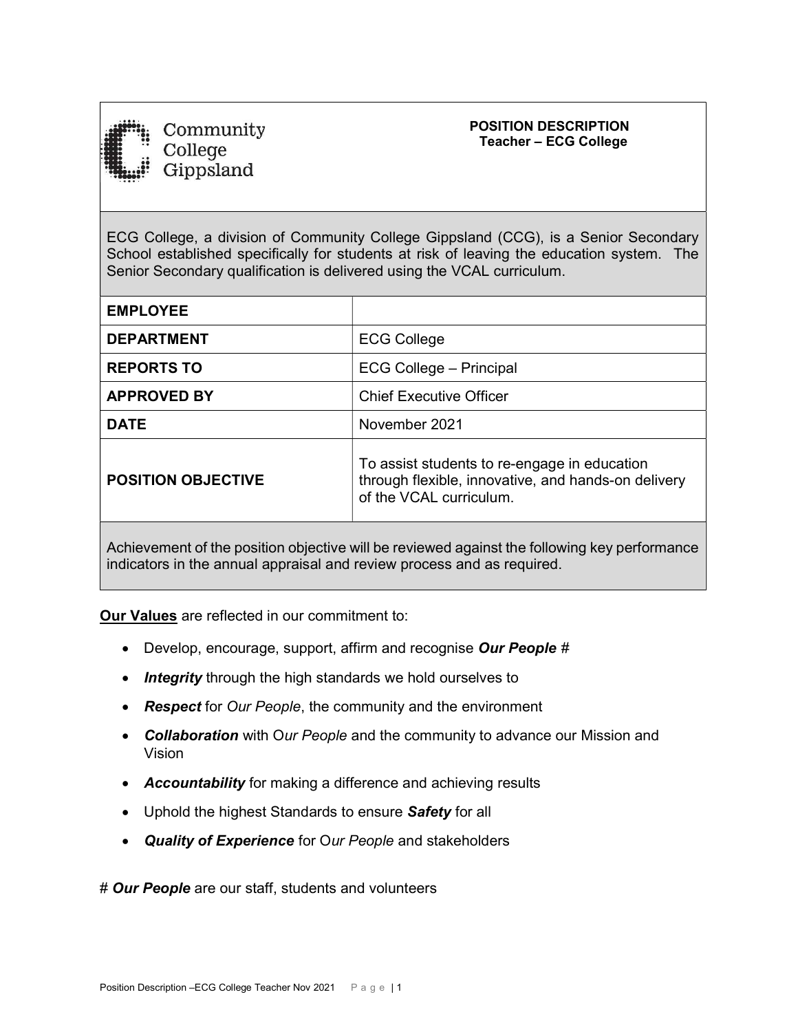Community College Gippsland

**POSITION DESCRIPTION**
**Teacher – ECG College**

ECG College, a division of Community College Gippsland (CCG), is a Senior Secondary School established specifically for students at risk of leaving the education system. The Senior Secondary qualification is delivered using the VCAL curriculum.

| | |
|---|---|
| **EMPLOYEE** | |
| **DEPARTMENT** | ECG College |
| **REPORTS TO** | ECG College – Principal |
| **APPROVED BY** | Chief Executive Officer |
| **DATE** | November 2021 |
| **POSITION OBJECTIVE** | To assist students to re-engage in education through flexible, innovative, and hands-on delivery of the VCAL curriculum. |

Achievement of the position objective will be reviewed against the following key performance indicators in the annual appraisal and review process and as required.

**Our Values** are reflected in our commitment to:

- Develop, encourage, support, affirm and recognise ***Our People*** #
- ***Integrity*** through the high standards we hold ourselves to
- ***Respect*** for *Our People*, the community and the environment
- ***Collaboration*** with O*ur People* and the community to advance our Mission and Vision
- ***Accountability*** for making a difference and achieving results
- Uphold the highest Standards to ensure ***Safety*** for all
- ***Quality of Experience*** for O*ur People* and stakeholders

# ***Our People*** are our staff, students and volunteers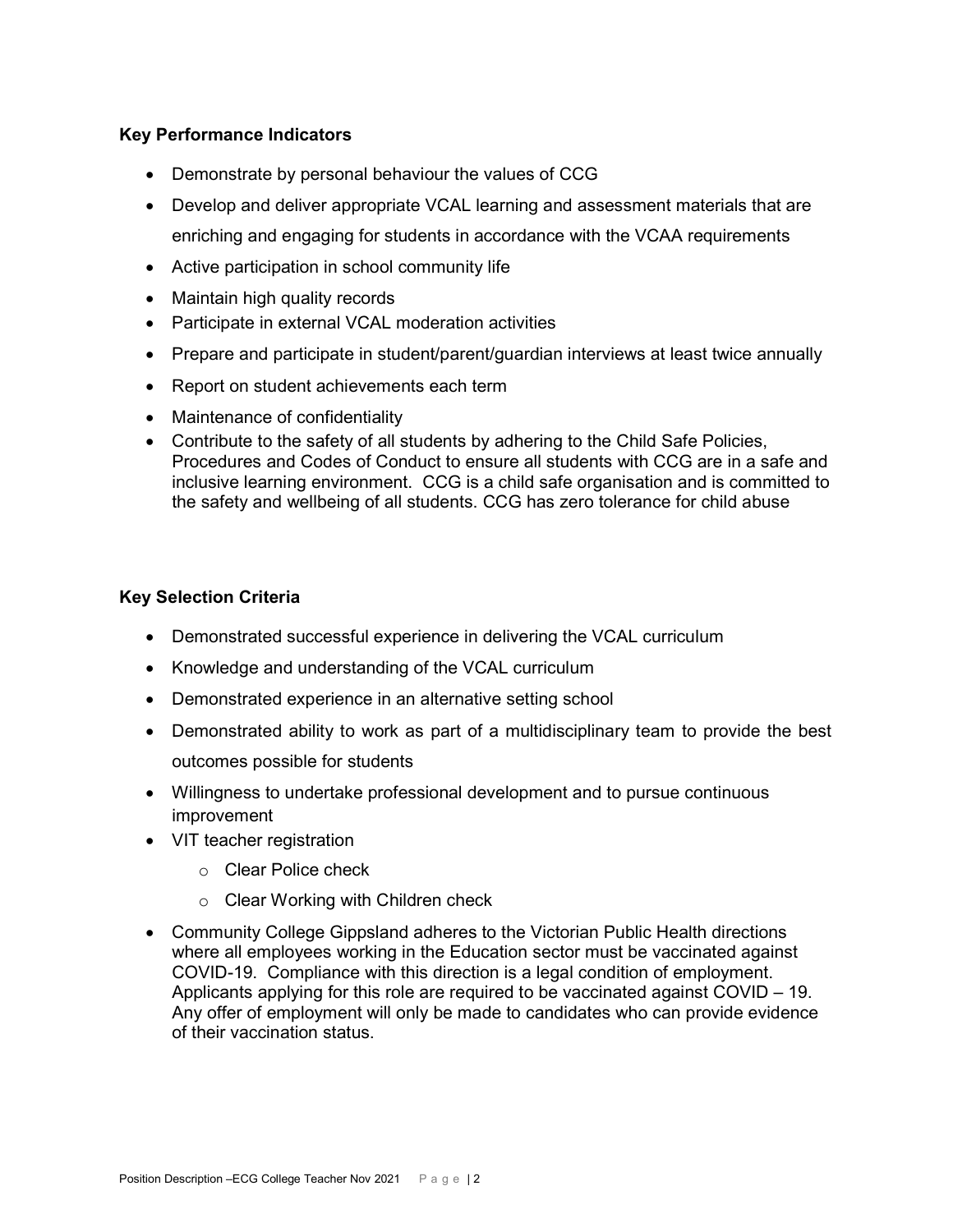**Key Performance Indicators**

- Demonstrate by personal behaviour the values of CCG
- Develop and deliver appropriate VCAL learning and assessment materials that are enriching and engaging for students in accordance with the VCAA requirements
- Active participation in school community life
- Maintain high quality records
- Participate in external VCAL moderation activities
- Prepare and participate in student/parent/guardian interviews at least twice annually
- Report on student achievements each term
- Maintenance of confidentiality
- Contribute to the safety of all students by adhering to the Child Safe Policies, Procedures and Codes of Conduct to ensure all students with CCG are in a safe and inclusive learning environment. CCG is a child safe organisation and is committed to the safety and wellbeing of all students. CCG has zero tolerance for child abuse

**Key Selection Criteria**

- Demonstrated successful experience in delivering the VCAL curriculum
- Knowledge and understanding of the VCAL curriculum
- Demonstrated experience in an alternative setting school
- Demonstrated ability to work as part of a multidisciplinary team to provide the best outcomes possible for students
- Willingness to undertake professional development and to pursue continuous improvement
- VIT teacher registration
    - Clear Police check
    - Clear Working with Children check
- Community College Gippsland adheres to the Victorian Public Health directions where all employees working in the Education sector must be vaccinated against COVID-19. Compliance with this direction is a legal condition of employment. Applicants applying for this role are required to be vaccinated against COVID – 19. Any offer of employment will only be made to candidates who can provide evidence of their vaccination status.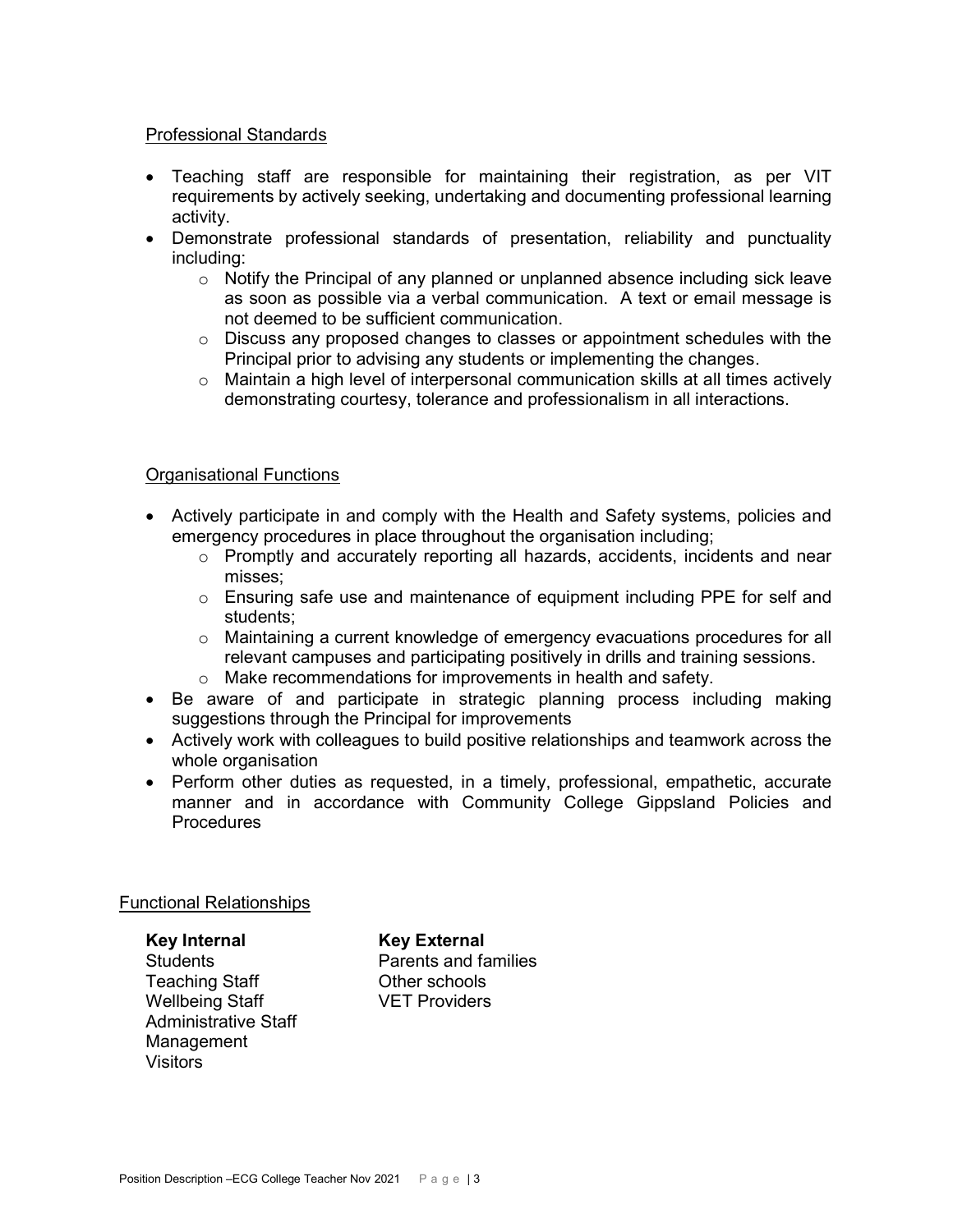### Professional Standards

- Teaching staff are responsible for maintaining their registration, as per VIT requirements by actively seeking, undertaking and documenting professional learning activity.
- Demonstrate professional standards of presentation, reliability and punctuality including:
  - Notify the Principal of any planned or unplanned absence including sick leave as soon as possible via a verbal communication. A text or email message is not deemed to be sufficient communication.
  - Discuss any proposed changes to classes or appointment schedules with the Principal prior to advising any students or implementing the changes.
  - Maintain a high level of interpersonal communication skills at all times actively demonstrating courtesy, tolerance and professionalism in all interactions.

### Organisational Functions

- Actively participate in and comply with the Health and Safety systems, policies and emergency procedures in place throughout the organisation including;
  - Promptly and accurately reporting all hazards, accidents, incidents and near misses;
  - Ensuring safe use and maintenance of equipment including PPE for self and students;
  - Maintaining a current knowledge of emergency evacuations procedures for all relevant campuses and participating positively in drills and training sessions.
  - Make recommendations for improvements in health and safety.
- Be aware of and participate in strategic planning process including making suggestions through the Principal for improvements
- Actively work with colleagues to build positive relationships and teamwork across the whole organisation
- Perform other duties as requested, in a timely, professional, empathetic, accurate manner and in accordance with Community College Gippsland Policies and Procedures

## Functional Relationships

| **Key Internal** | **Key External** |
| --- | --- |
| Students | Parents and families |
| Teaching Staff | Other schools |
| Wellbeing Staff | VET Providers |
| Administrative Staff | |
| Management | |
| Visitors | |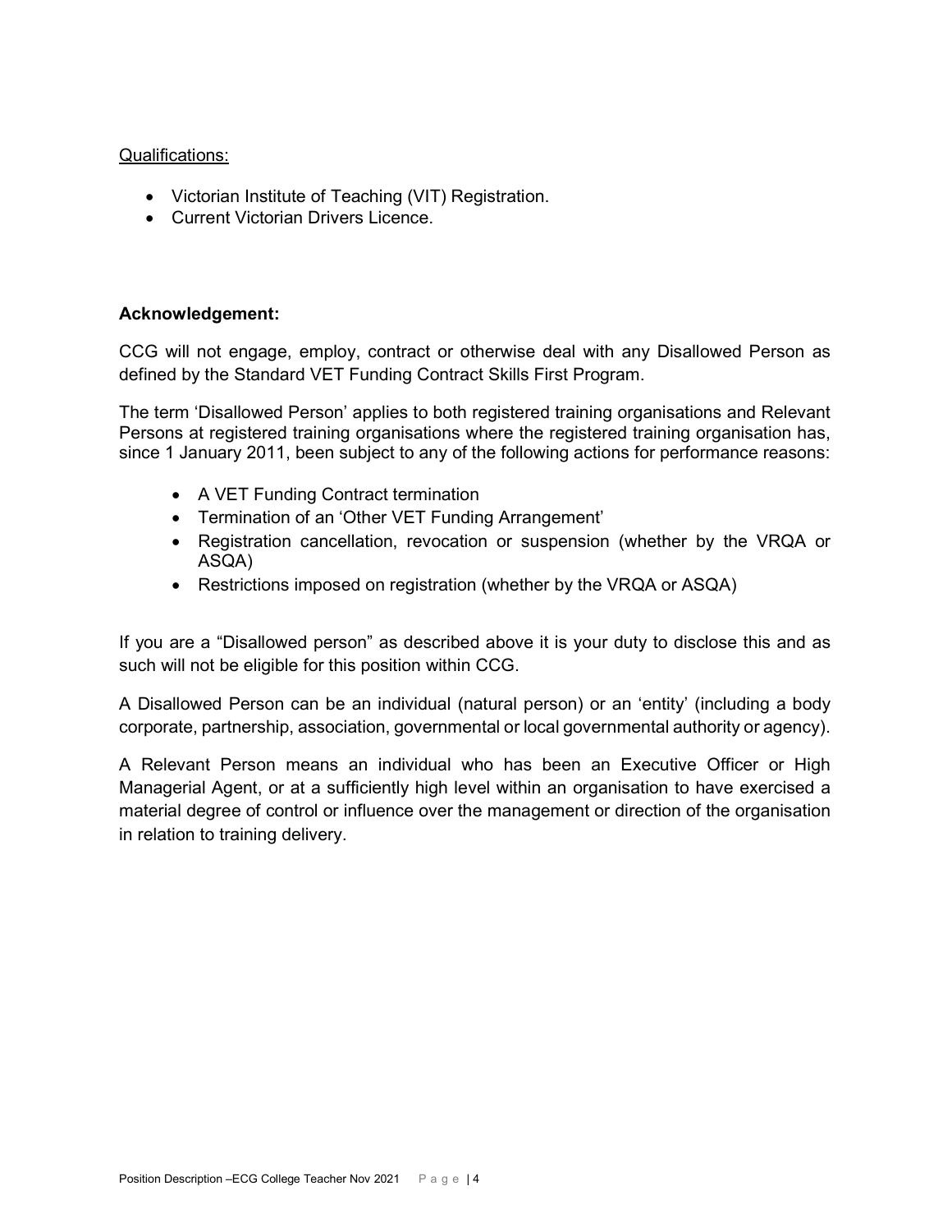Qualifications:

- Victorian Institute of Teaching (VIT) Registration.
- Current Victorian Drivers Licence.

**Acknowledgement:**

CCG will not engage, employ, contract or otherwise deal with any Disallowed Person as defined by the Standard VET Funding Contract Skills First Program.

The term 'Disallowed Person' applies to both registered training organisations and Relevant Persons at registered training organisations where the registered training organisation has, since 1 January 2011, been subject to any of the following actions for performance reasons:

- A VET Funding Contract termination
- Termination of an 'Other VET Funding Arrangement'
- Registration cancellation, revocation or suspension (whether by the VRQA or ASQA)
- Restrictions imposed on registration (whether by the VRQA or ASQA)

If you are a "Disallowed person" as described above it is your duty to disclose this and as such will not be eligible for this position within CCG.

A Disallowed Person can be an individual (natural person) or an 'entity' (including a body corporate, partnership, association, governmental or local governmental authority or agency).

A Relevant Person means an individual who has been an Executive Officer or High Managerial Agent, or at a sufficiently high level within an organisation to have exercised a material degree of control or influence over the management or direction of the organisation in relation to training delivery.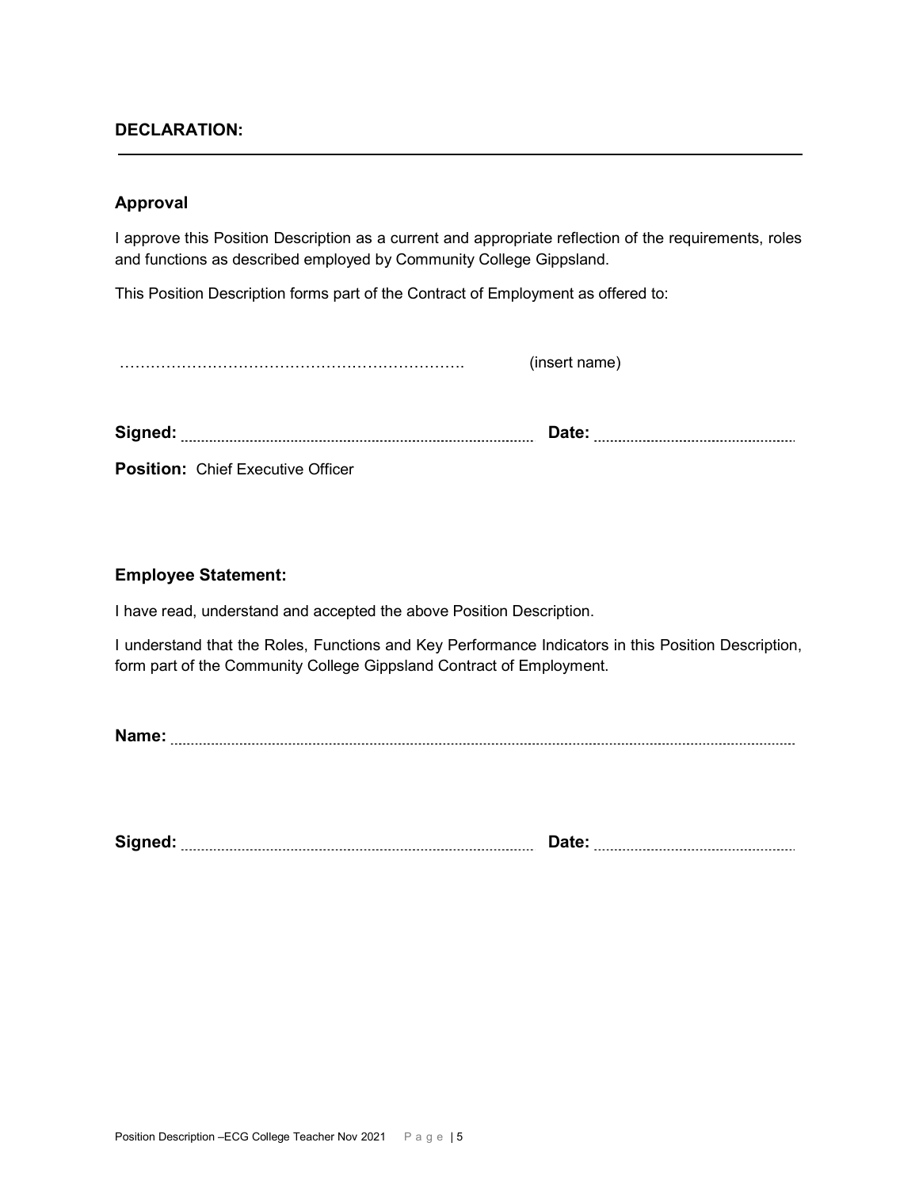## DECLARATION:

---

### Approval

I approve this Position Description as a current and appropriate reflection of the requirements, roles and functions as described employed by Community College Gippsland.

This Position Description forms part of the Contract of Employment as offered to:

…………………………………………………………. (insert name)

**Signed:** ........................................................................................ **Date:** ...................................................

**Position:** Chief Executive Officer

### Employee Statement:

I have read, understand and accepted the above Position Description.

I understand that the Roles, Functions and Key Performance Indicators in this Position Description, form part of the Community College Gippsland Contract of Employment.

**Name:** ..............................................................................................................................................................

**Signed:** ........................................................................................ **Date:** ...................................................